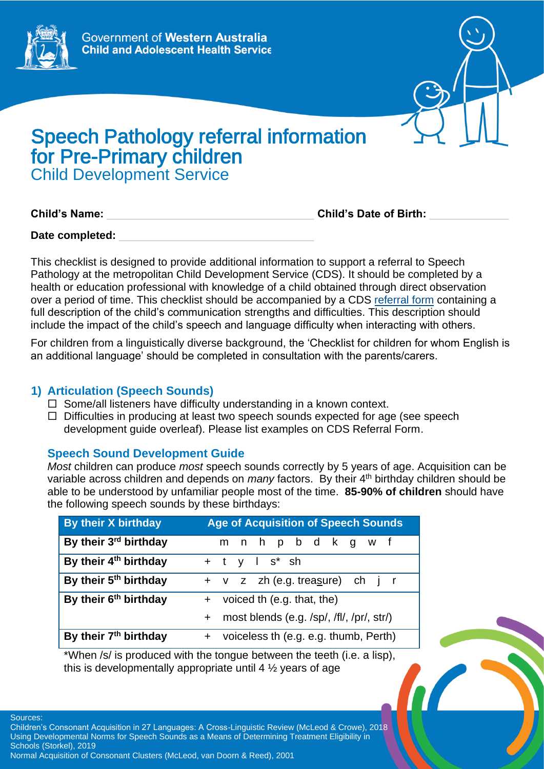Government of **Western Australia**
**Child and Adolescent Health Service**

# Speech Pathology referral information for Pre-Primary children

## Child Development Service

**Child's Name:** ______________________ **Child's Date of Birth:** __________

**Date completed:** ______________________

This checklist is designed to provide additional information to support a referral to Speech Pathology at the metropolitan Child Development Service (CDS). It should be completed by a health or education professional with knowledge of a child obtained through direct observation over a period of time. This checklist should be accompanied by a CDS referral form containing a full description of the child's communication strengths and difficulties. This description should include the impact of the child's speech and language difficulty when interacting with others.

For children from a linguistically diverse background, the 'Checklist for children for whom English is an additional language' should be completed in consultation with the parents/carers.

### 1) Articulation (Speech Sounds)

- ☐ Some/all listeners have difficulty understanding in a known context.
- ☐ Difficulties in producing at least two speech sounds expected for age (see speech development guide overleaf). Please list examples on CDS Referral Form.

### Speech Sound Development Guide

*Most* children can produce *most* speech sounds correctly by 5 years of age. Acquisition can be variable across children and depends on *many* factors. By their 4th birthday children should be able to be understood by unfamiliar people most of the time. **85-90% of children** should have the following speech sounds by these birthdays:

| By their X birthday | Age of Acquisition of Speech Sounds |
|---|---|
| **By their 3rd birthday** | m n h p b d k g w f |
| **By their 4th birthday** | + t y l s* sh |
| **By their 5th birthday** | + v z zh (e.g. trea<u>s</u>ure) ch j r |
| **By their 6th birthday** | + voiced th (e.g. that, the) |
| | + most blends (e.g. /sp/, /fl/, /pr/, str/) |
| **By their 7th birthday** | + voiceless th (e.g. e.g. thumb, Perth) |

*When /s/ is produced with the tongue between the teeth (i.e. a lisp), this is developmentally appropriate until 4 ½ years of age

Sources:
Children's Consonant Acquisition in 27 Languages: A Cross-Linguistic Review (McLeod & Crowe), 2018
Using Developmental Norms for Speech Sounds as a Means of Determining Treatment Eligibility in Schools (Storkel), 2019
Normal Acquisition of Consonant Clusters (McLeod, van Doorn & Reed), 2001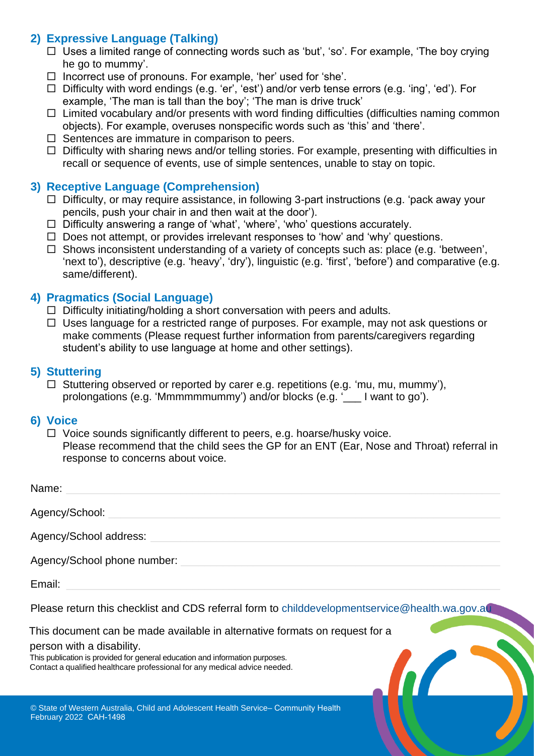## 2) Expressive Language (Talking)

- ☐ Uses a limited range of connecting words such as 'but', 'so'. For example, 'The boy crying he go to mummy'.
- ☐ Incorrect use of pronouns. For example, 'her' used for 'she'.
- ☐ Difficulty with word endings (e.g. 'er', 'est') and/or verb tense errors (e.g. 'ing', 'ed'). For example, 'The man is tall than the boy'; 'The man is drive truck'
- ☐ Limited vocabulary and/or presents with word finding difficulties (difficulties naming common objects). For example, overuses nonspecific words such as 'this' and 'there'.
- ☐ Sentences are immature in comparison to peers.
- ☐ Difficulty with sharing news and/or telling stories. For example, presenting with difficulties in recall or sequence of events, use of simple sentences, unable to stay on topic.

## 3) Receptive Language (Comprehension)

- ☐ Difficulty, or may require assistance, in following 3-part instructions (e.g. 'pack away your pencils, push your chair in and then wait at the door').
- ☐ Difficulty answering a range of 'what', 'where', 'who' questions accurately.
- ☐ Does not attempt, or provides irrelevant responses to 'how' and 'why' questions.
- ☐ Shows inconsistent understanding of a variety of concepts such as: place (e.g. 'between', 'next to'), descriptive (e.g. 'heavy', 'dry'), linguistic (e.g. 'first', 'before') and comparative (e.g. same/different).

## 4) Pragmatics (Social Language)

- ☐ Difficulty initiating/holding a short conversation with peers and adults.
- ☐ Uses language for a restricted range of purposes. For example, may not ask questions or make comments (Please request further information from parents/caregivers regarding student's ability to use language at home and other settings).

## 5) Stuttering

- ☐ Stuttering observed or reported by carer e.g. repetitions (e.g. 'mu, mu, mummy'), prolongations (e.g. 'Mmmmmmummy') and/or blocks (e.g. '\_\_\_ I want to go').

## 6) Voice

- ☐ Voice sounds significantly different to peers, e.g. hoarse/husky voice.
  Please recommend that the child sees the GP for an ENT (Ear, Nose and Throat) referral in response to concerns about voice.

Name: \_\_\_\_\_\_\_\_\_\_\_\_\_\_\_\_\_\_\_\_\_\_\_\_\_\_\_\_\_\_\_\_

Agency/School: \_\_\_\_\_\_\_\_\_\_\_\_\_\_\_\_\_\_\_\_\_\_\_\_\_\_\_\_\_\_\_\_

Agency/School address: \_\_\_\_\_\_\_\_\_\_\_\_\_\_\_\_\_\_\_\_\_\_\_\_\_\_\_\_\_\_\_\_

Agency/School phone number: \_\_\_\_\_\_\_\_\_\_\_\_\_\_\_\_\_\_\_\_\_\_\_\_\_\_\_\_\_\_\_\_

Email: \_\_\_\_\_\_\_\_\_\_\_\_\_\_\_\_\_\_\_\_\_\_\_\_\_\_\_\_\_\_\_\_

Please return this checklist and CDS referral form to childdevelopmentservice@health.wa.gov.au

This document can be made available in alternative formats on request for a person with a disability.

This publication is provided for general education and information purposes.
Contact a qualified healthcare professional for any medical advice needed.

© State of Western Australia, Child and Adolescent Health Service– Community Health
February 2022 CAH-1498